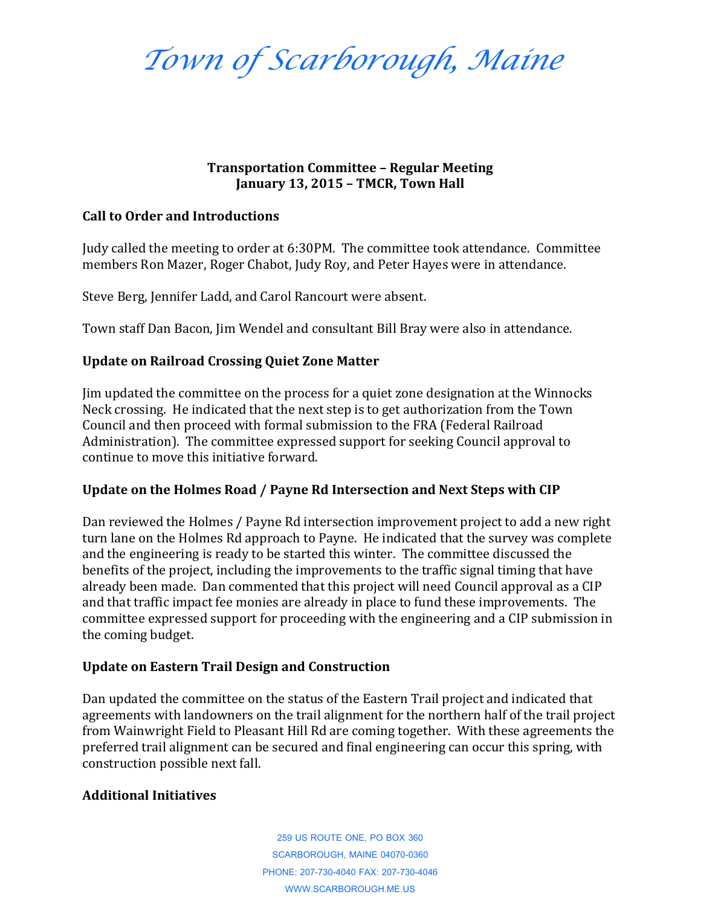*Town of Scarborough, Maine*

**Transportation Committee – Regular Meeting**
**January 13, 2015 – TMCR, Town Hall**

## Call to Order and Introductions

Judy called the meeting to order at 6:30PM. The committee took attendance. Committee members Ron Mazer, Roger Chabot, Judy Roy, and Peter Hayes were in attendance.

Steve Berg, Jennifer Ladd, and Carol Rancourt were absent.

Town staff Dan Bacon, Jim Wendel and consultant Bill Bray were also in attendance.

## Update on Railroad Crossing Quiet Zone Matter

Jim updated the committee on the process for a quiet zone designation at the Winnocks Neck crossing. He indicated that the next step is to get authorization from the Town Council and then proceed with formal submission to the FRA (Federal Railroad Administration). The committee expressed support for seeking Council approval to continue to move this initiative forward.

## Update on the Holmes Road / Payne Rd Intersection and Next Steps with CIP

Dan reviewed the Holmes / Payne Rd intersection improvement project to add a new right turn lane on the Holmes Rd approach to Payne. He indicated that the survey was complete and the engineering is ready to be started this winter. The committee discussed the benefits of the project, including the improvements to the traffic signal timing that have already been made. Dan commented that this project will need Council approval as a CIP and that traffic impact fee monies are already in place to fund these improvements. The committee expressed support for proceeding with the engineering and a CIP submission in the coming budget.

## Update on Eastern Trail Design and Construction

Dan updated the committee on the status of the Eastern Trail project and indicated that agreements with landowners on the trail alignment for the northern half of the trail project from Wainwright Field to Pleasant Hill Rd are coming together. With these agreements the preferred trail alignment can be secured and final engineering can occur this spring, with construction possible next fall.

## Additional Initiatives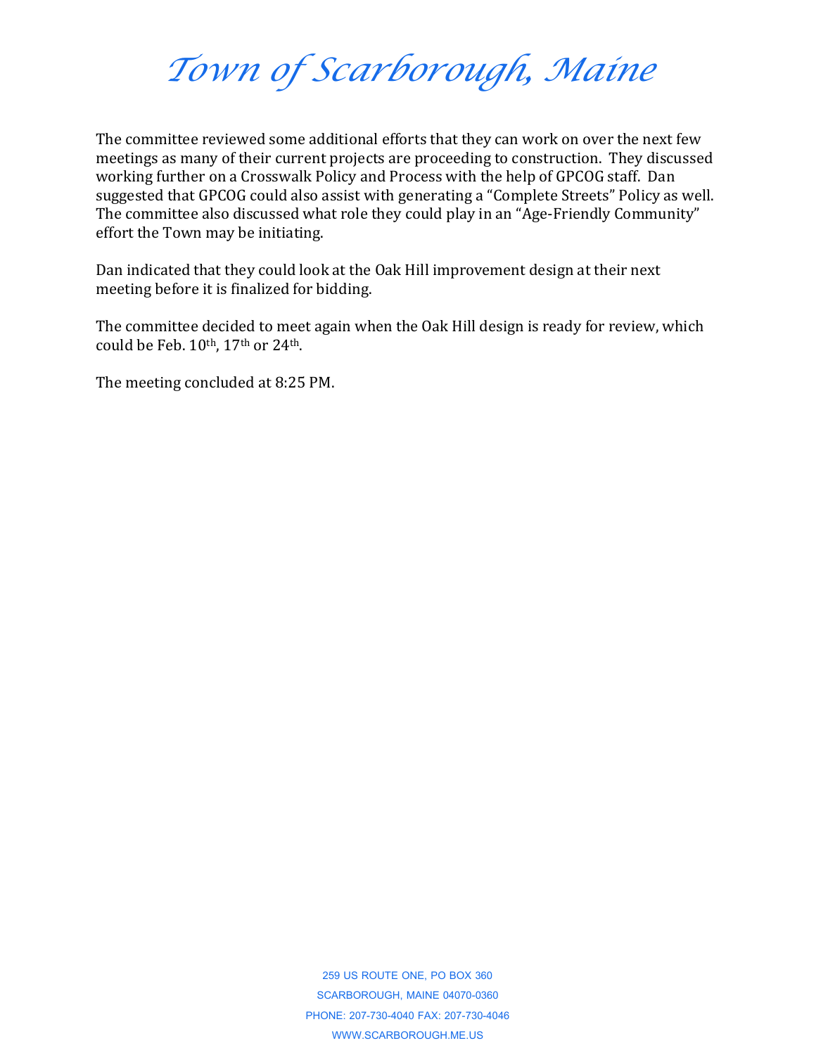The committee reviewed some additional efforts that they can work on over the next few meetings as many of their current projects are proceeding to construction. They discussed working further on a Crosswalk Policy and Process with the help of GPCOG staff. Dan suggested that GPCOG could also assist with generating a "Complete Streets" Policy as well. The committee also discussed what role they could play in an "Age-Friendly Community" effort the Town may be initiating.

Dan indicated that they could look at the Oak Hill improvement design at their next meeting before it is finalized for bidding.

The committee decided to meet again when the Oak Hill design is ready for review, which could be Feb. 10th, 17th or 24th.

The meeting concluded at 8:25 PM.